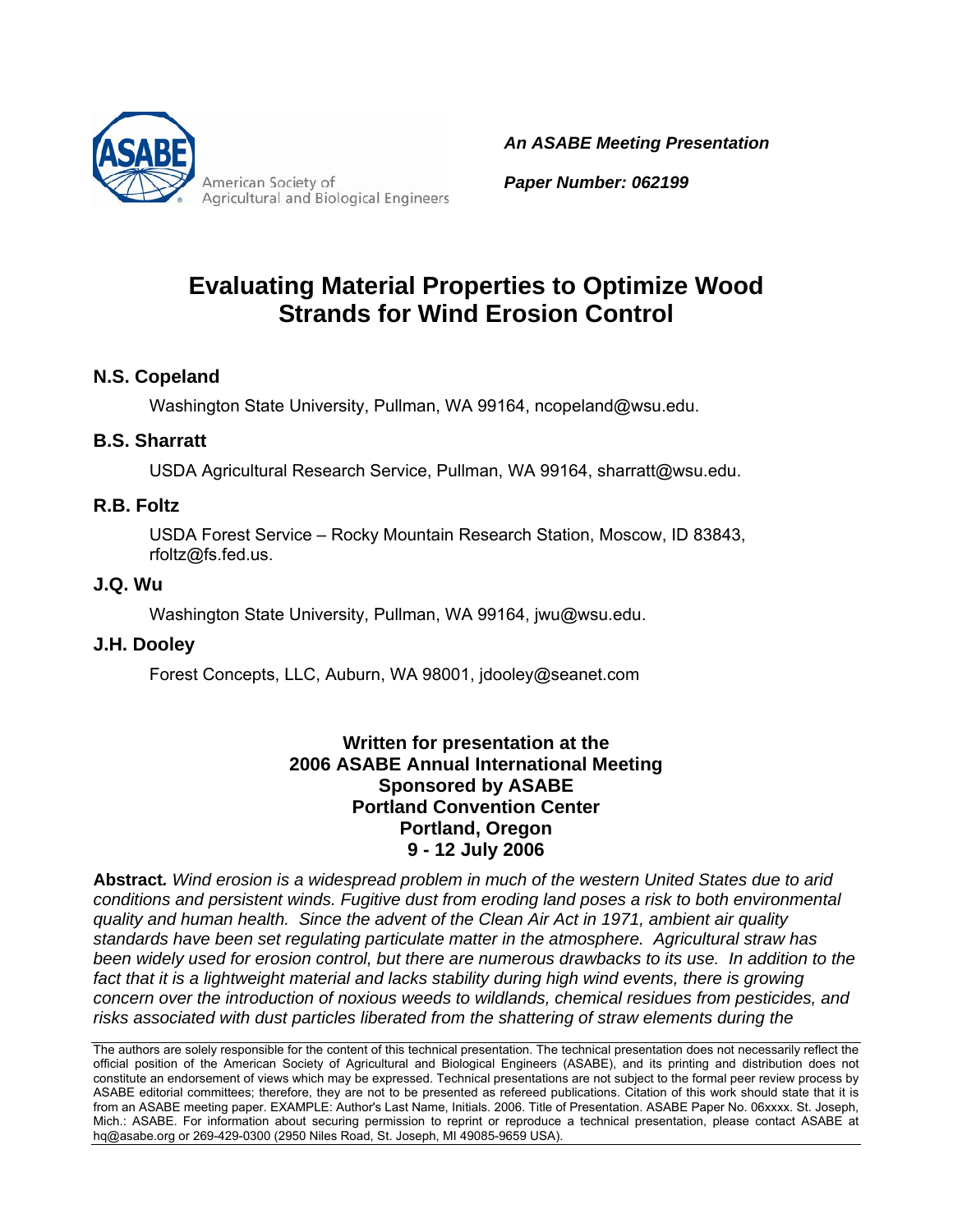American Society of Agricultural and Biological Engineers

***An ASABE Meeting Presentation***

***Paper Number: 062199***

# Evaluating Material Properties to Optimize Wood Strands for Wind Erosion Control

## N.S. Copeland

Washington State University, Pullman, WA 99164, ncopeland@wsu.edu.

## B.S. Sharratt

USDA Agricultural Research Service, Pullman, WA 99164, sharratt@wsu.edu.

## R.B. Foltz

USDA Forest Service – Rocky Mountain Research Station, Moscow, ID 83843, rfoltz@fs.fed.us.

## J.Q. Wu

Washington State University, Pullman, WA 99164, jwu@wsu.edu.

## J.H. Dooley

Forest Concepts, LLC, Auburn, WA 98001, jdooley@seanet.com

**Written for presentation at the**
**2006 ASABE Annual International Meeting**
**Sponsored by ASABE**
**Portland Convention Center**
**Portland, Oregon**
**9 - 12 July 2006**

**Abstract.** *Wind erosion is a widespread problem in much of the western United States due to arid conditions and persistent winds. Fugitive dust from eroding land poses a risk to both environmental quality and human health. Since the advent of the Clean Air Act in 1971, ambient air quality standards have been set regulating particulate matter in the atmosphere. Agricultural straw has been widely used for erosion control, but there are numerous drawbacks to its use. In addition to the fact that it is a lightweight material and lacks stability during high wind events, there is growing concern over the introduction of noxious weeds to wildlands, chemical residues from pesticides, and risks associated with dust particles liberated from the shattering of straw elements during the*

The authors are solely responsible for the content of this technical presentation. The technical presentation does not necessarily reflect the official position of the American Society of Agricultural and Biological Engineers (ASABE), and its printing and distribution does not constitute an endorsement of views which may be expressed. Technical presentations are not subject to the formal peer review process by ASABE editorial committees; therefore, they are not to be presented as refereed publications. Citation of this work should state that it is from an ASABE meeting paper. EXAMPLE: Author's Last Name, Initials. 2006. Title of Presentation. ASABE Paper No. 06xxxx. St. Joseph, Mich.: ASABE. For information about securing permission to reprint or reproduce a technical presentation, please contact ASABE at hq@asabe.org or 269-429-0300 (2950 Niles Road, St. Joseph, MI 49085-9659 USA).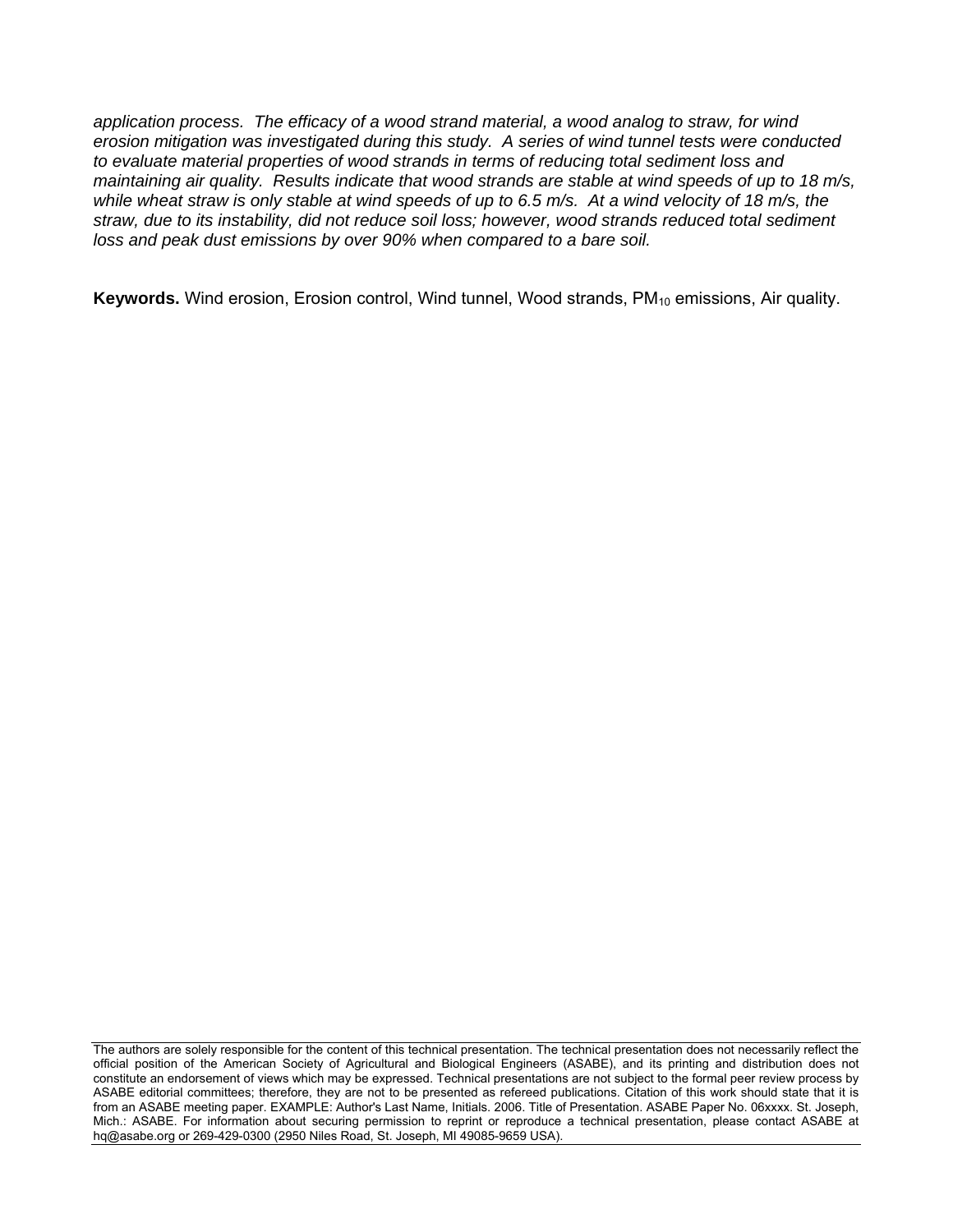*application process. The efficacy of a wood strand material, a wood analog to straw, for wind erosion mitigation was investigated during this study. A series of wind tunnel tests were conducted to evaluate material properties of wood strands in terms of reducing total sediment loss and maintaining air quality. Results indicate that wood strands are stable at wind speeds of up to 18 m/s, while wheat straw is only stable at wind speeds of up to 6.5 m/s. At a wind velocity of 18 m/s, the straw, due to its instability, did not reduce soil loss; however, wood strands reduced total sediment loss and peak dust emissions by over 90% when compared to a bare soil.*

**Keywords.** Wind erosion, Erosion control, Wind tunnel, Wood strands, $PM_{10}$ emissions, Air quality.

The authors are solely responsible for the content of this technical presentation. The technical presentation does not necessarily reflect the official position of the American Society of Agricultural and Biological Engineers (ASABE), and its printing and distribution does not constitute an endorsement of views which may be expressed. Technical presentations are not subject to the formal peer review process by ASABE editorial committees; therefore, they are not to be presented as refereed publications. Citation of this work should state that it is from an ASABE meeting paper. EXAMPLE: Author's Last Name, Initials. 2006. Title of Presentation. ASABE Paper No. 06xxxx. St. Joseph, Mich.: ASABE. For information about securing permission to reprint or reproduce a technical presentation, please contact ASABE at hq@asabe.org or 269-429-0300 (2950 Niles Road, St. Joseph, MI 49085-9659 USA).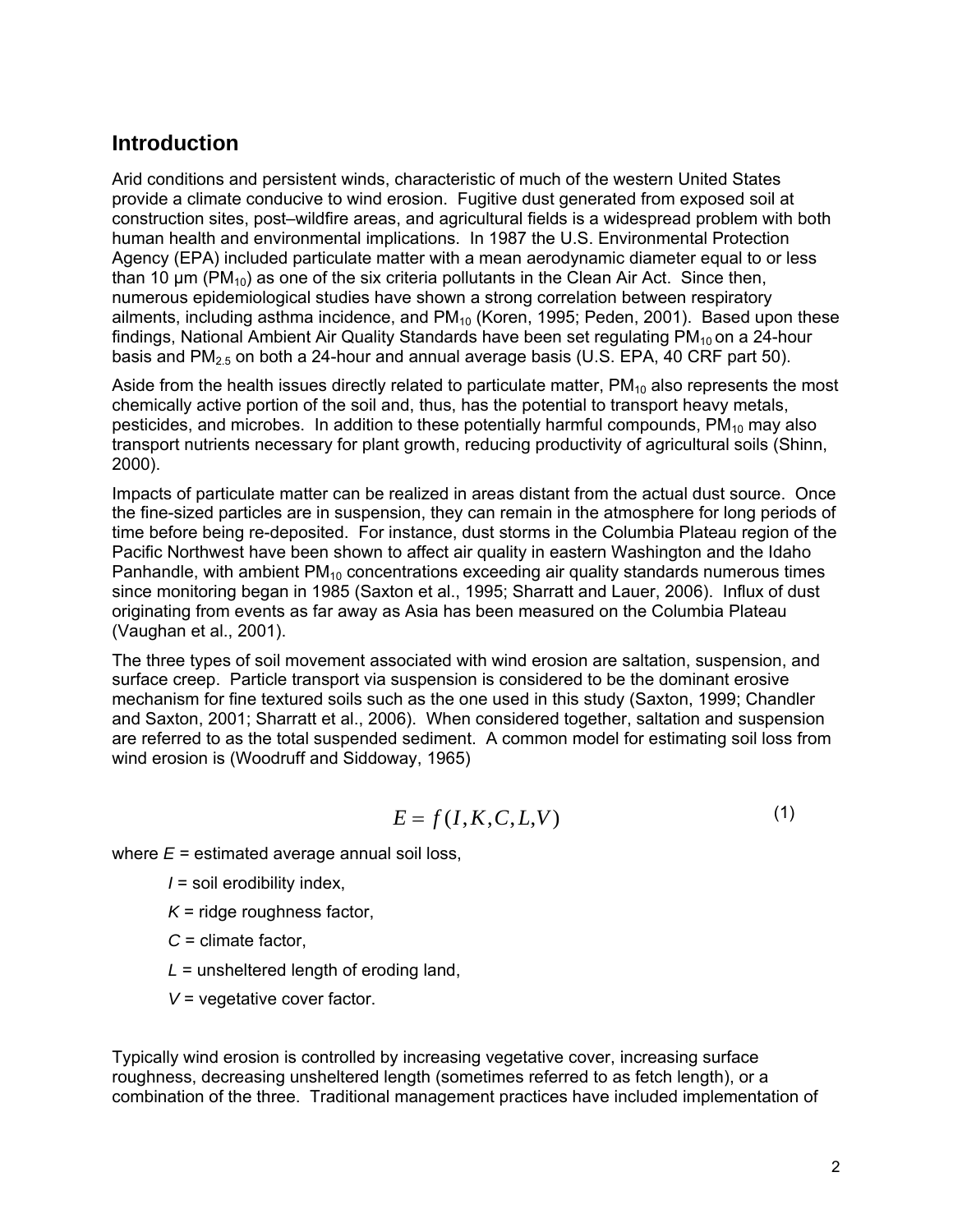## Introduction

Arid conditions and persistent winds, characteristic of much of the western United States provide a climate conducive to wind erosion. Fugitive dust generated from exposed soil at construction sites, post–wildfire areas, and agricultural fields is a widespread problem with both human health and environmental implications. In 1987 the U.S. Environmental Protection Agency (EPA) included particulate matter with a mean aerodynamic diameter equal to or less than 10 µm ($PM_{10}$) as one of the six criteria pollutants in the Clean Air Act. Since then, numerous epidemiological studies have shown a strong correlation between respiratory ailments, including asthma incidence, and $PM_{10}$ (Koren, 1995; Peden, 2001). Based upon these findings, National Ambient Air Quality Standards have been set regulating $PM_{10}$ on a 24-hour basis and $PM_{2.5}$ on both a 24-hour and annual average basis (U.S. EPA, 40 CRF part 50).

Aside from the health issues directly related to particulate matter, $PM_{10}$ also represents the most chemically active portion of the soil and, thus, has the potential to transport heavy metals, pesticides, and microbes. In addition to these potentially harmful compounds, $PM_{10}$ may also transport nutrients necessary for plant growth, reducing productivity of agricultural soils (Shinn, 2000).

Impacts of particulate matter can be realized in areas distant from the actual dust source. Once the fine-sized particles are in suspension, they can remain in the atmosphere for long periods of time before being re-deposited. For instance, dust storms in the Columbia Plateau region of the Pacific Northwest have been shown to affect air quality in eastern Washington and the Idaho Panhandle, with ambient $PM_{10}$ concentrations exceeding air quality standards numerous times since monitoring began in 1985 (Saxton et al., 1995; Sharratt and Lauer, 2006). Influx of dust originating from events as far away as Asia has been measured on the Columbia Plateau (Vaughan et al., 2001).

The three types of soil movement associated with wind erosion are saltation, suspension, and surface creep. Particle transport via suspension is considered to be the dominant erosive mechanism for fine textured soils such as the one used in this study (Saxton, 1999; Chandler and Saxton, 2001; Sharratt et al., 2006). When considered together, saltation and suspension are referred to as the total suspended sediment. A common model for estimating soil loss from wind erosion is (Woodruff and Siddoway, 1965)

$$E = f(I, K, C, L, V) \tag{1}$$

where $E$ = estimated average annual soil loss,

$I$ = soil erodibility index,

$K$ = ridge roughness factor,

$C$ = climate factor,

$L$ = unsheltered length of eroding land,

$V$ = vegetative cover factor.

Typically wind erosion is controlled by increasing vegetative cover, increasing surface roughness, decreasing unsheltered length (sometimes referred to as fetch length), or a combination of the three. Traditional management practices have included implementation of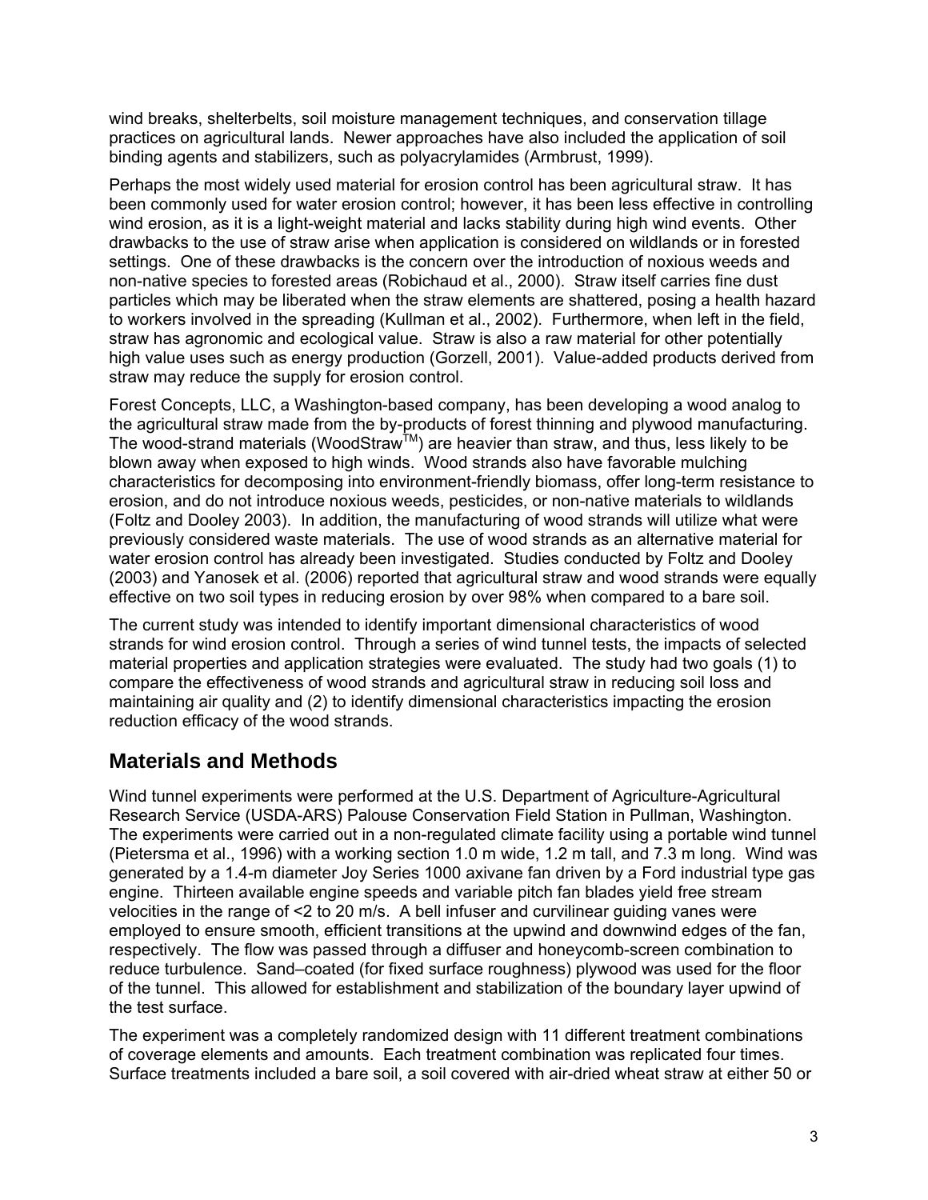wind breaks, shelterbelts, soil moisture management techniques, and conservation tillage practices on agricultural lands. Newer approaches have also included the application of soil binding agents and stabilizers, such as polyacrylamides (Armbrust, 1999).

Perhaps the most widely used material for erosion control has been agricultural straw. It has been commonly used for water erosion control; however, it has been less effective in controlling wind erosion, as it is a light-weight material and lacks stability during high wind events. Other drawbacks to the use of straw arise when application is considered on wildlands or in forested settings. One of these drawbacks is the concern over the introduction of noxious weeds and non-native species to forested areas (Robichaud et al., 2000). Straw itself carries fine dust particles which may be liberated when the straw elements are shattered, posing a health hazard to workers involved in the spreading (Kullman et al., 2002). Furthermore, when left in the field, straw has agronomic and ecological value. Straw is also a raw material for other potentially high value uses such as energy production (Gorzell, 2001). Value-added products derived from straw may reduce the supply for erosion control.

Forest Concepts, LLC, a Washington-based company, has been developing a wood analog to the agricultural straw made from the by-products of forest thinning and plywood manufacturing. The wood-strand materials (WoodStraw™) are heavier than straw, and thus, less likely to be blown away when exposed to high winds. Wood strands also have favorable mulching characteristics for decomposing into environment-friendly biomass, offer long-term resistance to erosion, and do not introduce noxious weeds, pesticides, or non-native materials to wildlands (Foltz and Dooley 2003). In addition, the manufacturing of wood strands will utilize what were previously considered waste materials. The use of wood strands as an alternative material for water erosion control has already been investigated. Studies conducted by Foltz and Dooley (2003) and Yanosek et al. (2006) reported that agricultural straw and wood strands were equally effective on two soil types in reducing erosion by over 98% when compared to a bare soil.

The current study was intended to identify important dimensional characteristics of wood strands for wind erosion control. Through a series of wind tunnel tests, the impacts of selected material properties and application strategies were evaluated. The study had two goals (1) to compare the effectiveness of wood strands and agricultural straw in reducing soil loss and maintaining air quality and (2) to identify dimensional characteristics impacting the erosion reduction efficacy of the wood strands.

## Materials and Methods

Wind tunnel experiments were performed at the U.S. Department of Agriculture-Agricultural Research Service (USDA-ARS) Palouse Conservation Field Station in Pullman, Washington. The experiments were carried out in a non-regulated climate facility using a portable wind tunnel (Pietersma et al., 1996) with a working section 1.0 m wide, 1.2 m tall, and 7.3 m long. Wind was generated by a 1.4-m diameter Joy Series 1000 axivane fan driven by a Ford industrial type gas engine. Thirteen available engine speeds and variable pitch fan blades yield free stream velocities in the range of <2 to 20 m/s. A bell infuser and curvilinear guiding vanes were employed to ensure smooth, efficient transitions at the upwind and downwind edges of the fan, respectively. The flow was passed through a diffuser and honeycomb-screen combination to reduce turbulence. Sand–coated (for fixed surface roughness) plywood was used for the floor of the tunnel. This allowed for establishment and stabilization of the boundary layer upwind of the test surface.

The experiment was a completely randomized design with 11 different treatment combinations of coverage elements and amounts. Each treatment combination was replicated four times. Surface treatments included a bare soil, a soil covered with air-dried wheat straw at either 50 or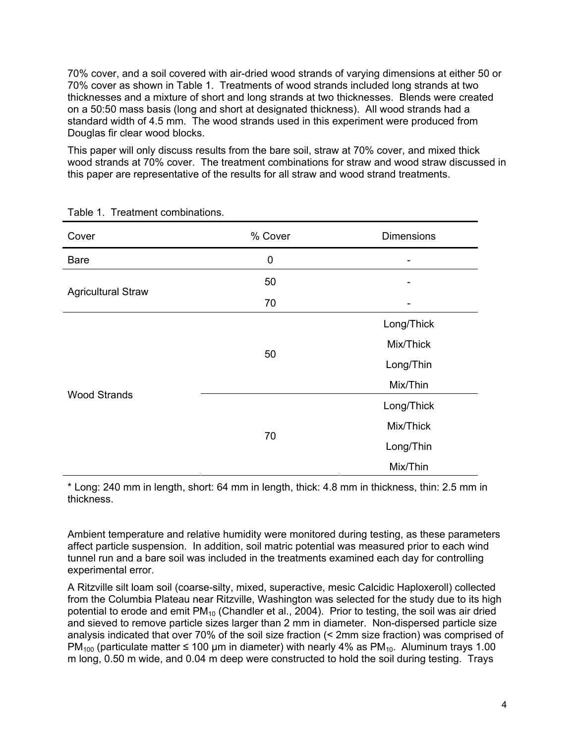70% cover, and a soil covered with air-dried wood strands of varying dimensions at either 50 or 70% cover as shown in Table 1. Treatments of wood strands included long strands at two thicknesses and a mixture of short and long strands at two thicknesses. Blends were created on a 50:50 mass basis (long and short at designated thickness). All wood strands had a standard width of 4.5 mm. The wood strands used in this experiment were produced from Douglas fir clear wood blocks.

This paper will only discuss results from the bare soil, straw at 70% cover, and mixed thick wood strands at 70% cover. The treatment combinations for straw and wood straw discussed in this paper are representative of the results for all straw and wood strand treatments.

Table 1. Treatment combinations.

| Cover | % Cover | Dimensions |
|---|---|---|
| Bare | 0 | - |
| Agricultural Straw | 50 | - |
| | 70 | - |
| Wood Strands | 50 | Long/Thick |
| | | Mix/Thick |
| | | Long/Thin |
| | | Mix/Thin |
| | 70 | Long/Thick |
| | | Mix/Thick |
| | | Long/Thin |
| | | Mix/Thin |

* Long: 240 mm in length, short: 64 mm in length, thick: 4.8 mm in thickness, thin: 2.5 mm in thickness.

Ambient temperature and relative humidity were monitored during testing, as these parameters affect particle suspension. In addition, soil matric potential was measured prior to each wind tunnel run and a bare soil was included in the treatments examined each day for controlling experimental error.

A Ritzville silt loam soil (coarse-silty, mixed, superactive, mesic Calcidic Haploxeroll) collected from the Columbia Plateau near Ritzville, Washington was selected for the study due to its high potential to erode and emit $PM_{10}$ (Chandler et al., 2004). Prior to testing, the soil was air dried and sieved to remove particle sizes larger than 2 mm in diameter. Non-dispersed particle size analysis indicated that over 70% of the soil size fraction (< 2mm size fraction) was comprised of $PM_{100}$ (particulate matter ≤ 100 μm in diameter) with nearly 4% as $PM_{10}$. Aluminum trays 1.00 m long, 0.50 m wide, and 0.04 m deep were constructed to hold the soil during testing. Trays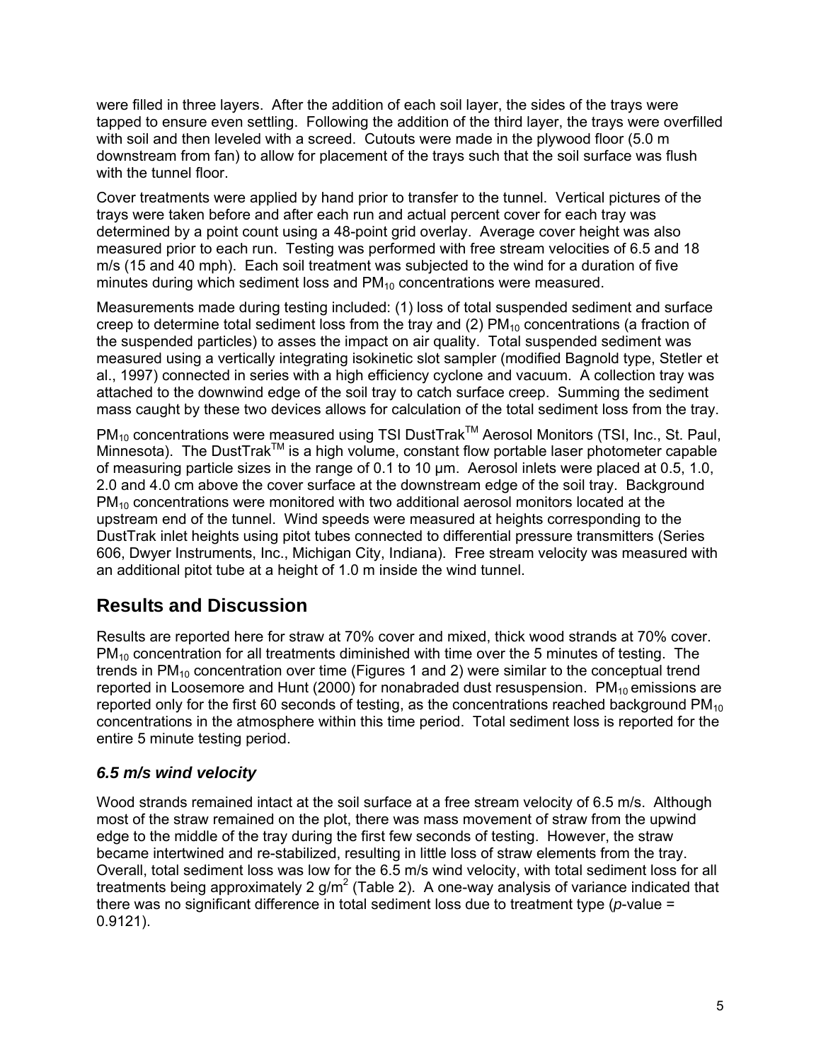were filled in three layers. After the addition of each soil layer, the sides of the trays were tapped to ensure even settling. Following the addition of the third layer, the trays were overfilled with soil and then leveled with a screed. Cutouts were made in the plywood floor (5.0 m downstream from fan) to allow for placement of the trays such that the soil surface was flush with the tunnel floor.

Cover treatments were applied by hand prior to transfer to the tunnel. Vertical pictures of the trays were taken before and after each run and actual percent cover for each tray was determined by a point count using a 48-point grid overlay. Average cover height was also measured prior to each run. Testing was performed with free stream velocities of 6.5 and 18 m/s (15 and 40 mph). Each soil treatment was subjected to the wind for a duration of five minutes during which sediment loss and $PM_{10}$ concentrations were measured.

Measurements made during testing included: (1) loss of total suspended sediment and surface creep to determine total sediment loss from the tray and (2) $PM_{10}$ concentrations (a fraction of the suspended particles) to asses the impact on air quality. Total suspended sediment was measured using a vertically integrating isokinetic slot sampler (modified Bagnold type, Stetler et al., 1997) connected in series with a high efficiency cyclone and vacuum. A collection tray was attached to the downwind edge of the soil tray to catch surface creep. Summing the sediment mass caught by these two devices allows for calculation of the total sediment loss from the tray.

$PM_{10}$ concentrations were measured using TSI DustTrak™ Aerosol Monitors (TSI, Inc., St. Paul, Minnesota). The DustTrak™ is a high volume, constant flow portable laser photometer capable of measuring particle sizes in the range of 0.1 to 10 µm. Aerosol inlets were placed at 0.5, 1.0, 2.0 and 4.0 cm above the cover surface at the downstream edge of the soil tray. Background $PM_{10}$ concentrations were monitored with two additional aerosol monitors located at the upstream end of the tunnel. Wind speeds were measured at heights corresponding to the DustTrak inlet heights using pitot tubes connected to differential pressure transmitters (Series 606, Dwyer Instruments, Inc., Michigan City, Indiana). Free stream velocity was measured with an additional pitot tube at a height of 1.0 m inside the wind tunnel.

## Results and Discussion

Results are reported here for straw at 70% cover and mixed, thick wood strands at 70% cover. $PM_{10}$ concentration for all treatments diminished with time over the 5 minutes of testing. The trends in $PM_{10}$ concentration over time (Figures 1 and 2) were similar to the conceptual trend reported in Loosemore and Hunt (2000) for nonabraded dust resuspension. $PM_{10}$ emissions are reported only for the first 60 seconds of testing, as the concentrations reached background $PM_{10}$ concentrations in the atmosphere within this time period. Total sediment loss is reported for the entire 5 minute testing period.

### *6.5 m/s wind velocity*

Wood strands remained intact at the soil surface at a free stream velocity of 6.5 m/s. Although most of the straw remained on the plot, there was mass movement of straw from the upwind edge to the middle of the tray during the first few seconds of testing. However, the straw became intertwined and re-stabilized, resulting in little loss of straw elements from the tray. Overall, total sediment loss was low for the 6.5 m/s wind velocity, with total sediment loss for all treatments being approximately 2 g/m$^2$ (Table 2). A one-way analysis of variance indicated that there was no significant difference in total sediment loss due to treatment type ($p$-value = 0.9121).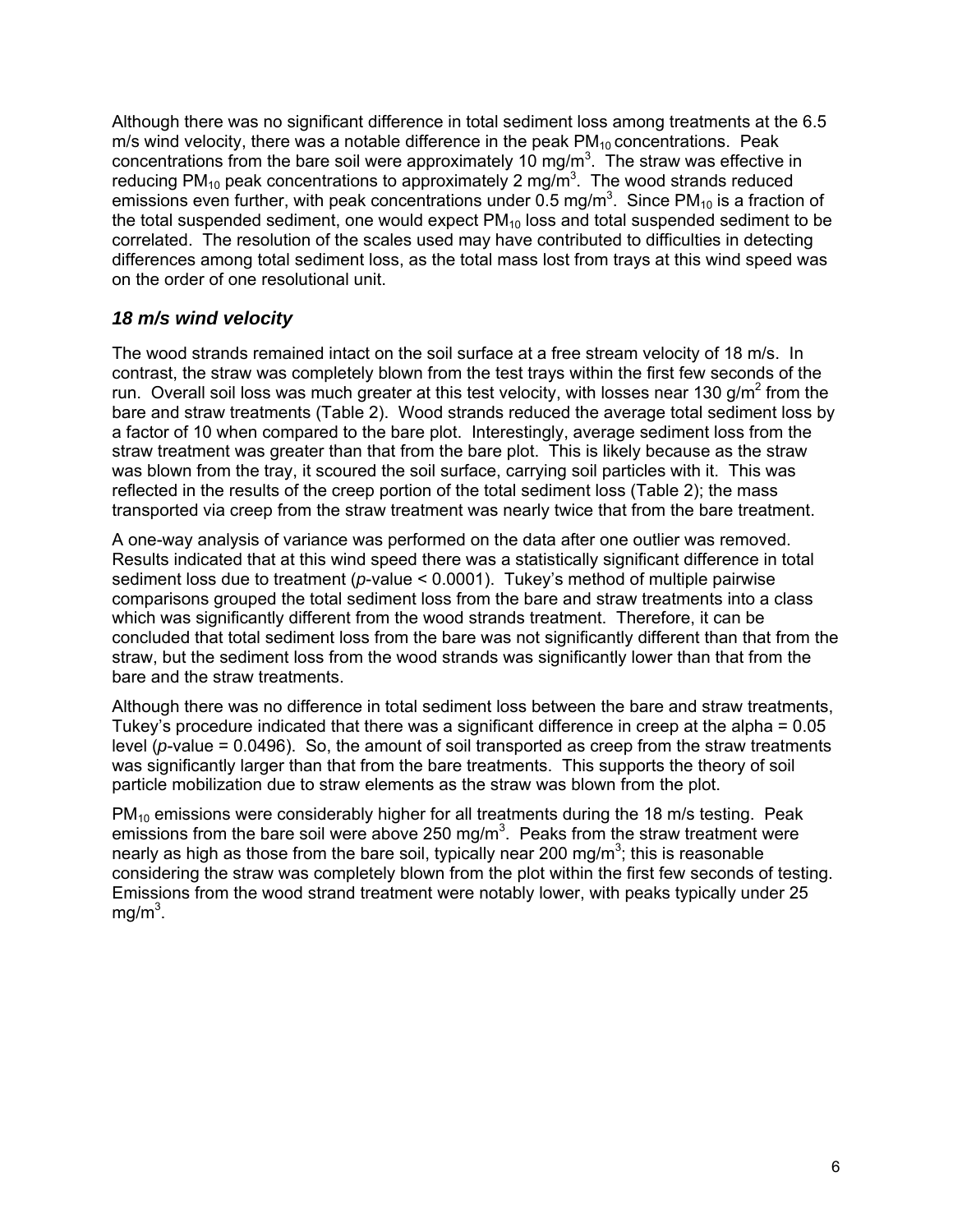Although there was no significant difference in total sediment loss among treatments at the 6.5 m/s wind velocity, there was a notable difference in the peak $PM_{10}$ concentrations. Peak concentrations from the bare soil were approximately 10 mg/m$^3$. The straw was effective in reducing $PM_{10}$ peak concentrations to approximately 2 mg/m$^3$. The wood strands reduced emissions even further, with peak concentrations under 0.5 mg/m$^3$. Since $PM_{10}$ is a fraction of the total suspended sediment, one would expect $PM_{10}$ loss and total suspended sediment to be correlated. The resolution of the scales used may have contributed to difficulties in detecting differences among total sediment loss, as the total mass lost from trays at this wind speed was on the order of one resolutional unit.

### *18 m/s wind velocity*

The wood strands remained intact on the soil surface at a free stream velocity of 18 m/s. In contrast, the straw was completely blown from the test trays within the first few seconds of the run. Overall soil loss was much greater at this test velocity, with losses near 130 g/m$^2$ from the bare and straw treatments (Table 2). Wood strands reduced the average total sediment loss by a factor of 10 when compared to the bare plot. Interestingly, average sediment loss from the straw treatment was greater than that from the bare plot. This is likely because as the straw was blown from the tray, it scoured the soil surface, carrying soil particles with it. This was reflected in the results of the creep portion of the total sediment loss (Table 2); the mass transported via creep from the straw treatment was nearly twice that from the bare treatment.

A one-way analysis of variance was performed on the data after one outlier was removed. Results indicated that at this wind speed there was a statistically significant difference in total sediment loss due to treatment (*p*-value $< 0.0001$). Tukey's method of multiple pairwise comparisons grouped the total sediment loss from the bare and straw treatments into a class which was significantly different from the wood strands treatment. Therefore, it can be concluded that total sediment loss from the bare was not significantly different than that from the straw, but the sediment loss from the wood strands was significantly lower than that from the bare and the straw treatments.

Although there was no difference in total sediment loss between the bare and straw treatments, Tukey's procedure indicated that there was a significant difference in creep at the alpha = 0.05 level (*p*-value = 0.0496). So, the amount of soil transported as creep from the straw treatments was significantly larger than that from the bare treatments. This supports the theory of soil particle mobilization due to straw elements as the straw was blown from the plot.

$PM_{10}$ emissions were considerably higher for all treatments during the 18 m/s testing. Peak emissions from the bare soil were above 250 mg/m$^3$. Peaks from the straw treatment were nearly as high as those from the bare soil, typically near 200 mg/m$^3$; this is reasonable considering the straw was completely blown from the plot within the first few seconds of testing. Emissions from the wood strand treatment were notably lower, with peaks typically under 25 mg/m$^3$.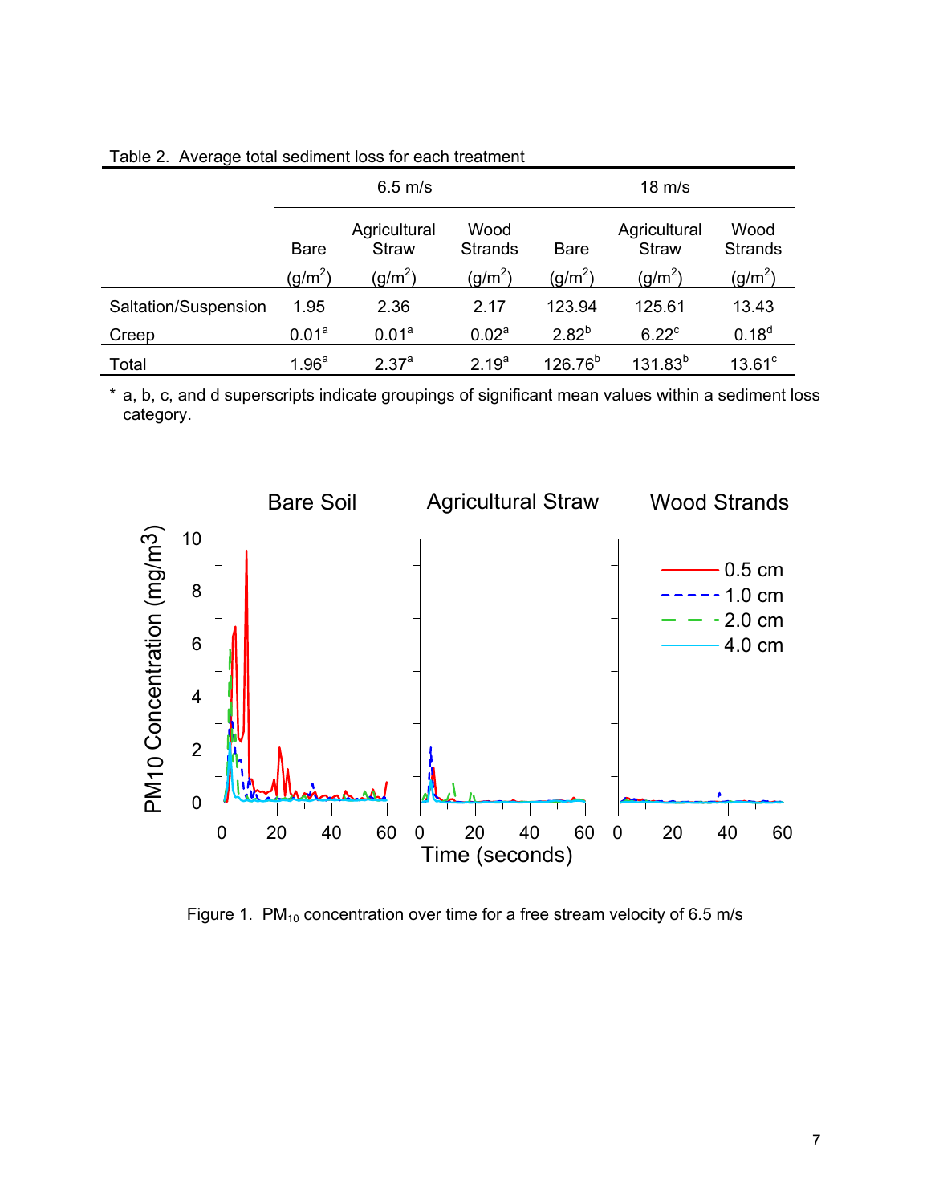Table 2. Average total sediment loss for each treatment

| | 6.5 m/s | | | 18 m/s | | |
|---|---|---|---|---|---|---|
| | Bare (g/m$^2$) | Agricultural Straw (g/m$^2$) | Wood Strands (g/m$^2$) | Bare (g/m$^2$) | Agricultural Straw (g/m$^2$) | Wood Strands (g/m$^2$) |
| Saltation/Suspension | 1.95 | 2.36 | 2.17 | 123.94 | 125.61 | 13.43 |
| Creep | 0.01[a] | 0.01[a] | 0.02[a] | 2.82[b] | 6.22[c] | 0.18[d] |
| Total | 1.96[a] | 2.37[a] | 2.19[a] | 126.76[b] | 131.83[b] | 13.61[c] |

\* a, b, c, and d superscripts indicate groupings of significant mean values within a sediment loss category.

Figure 1. $PM_{10}$ concentration over time for a free stream velocity of 6.5 m/s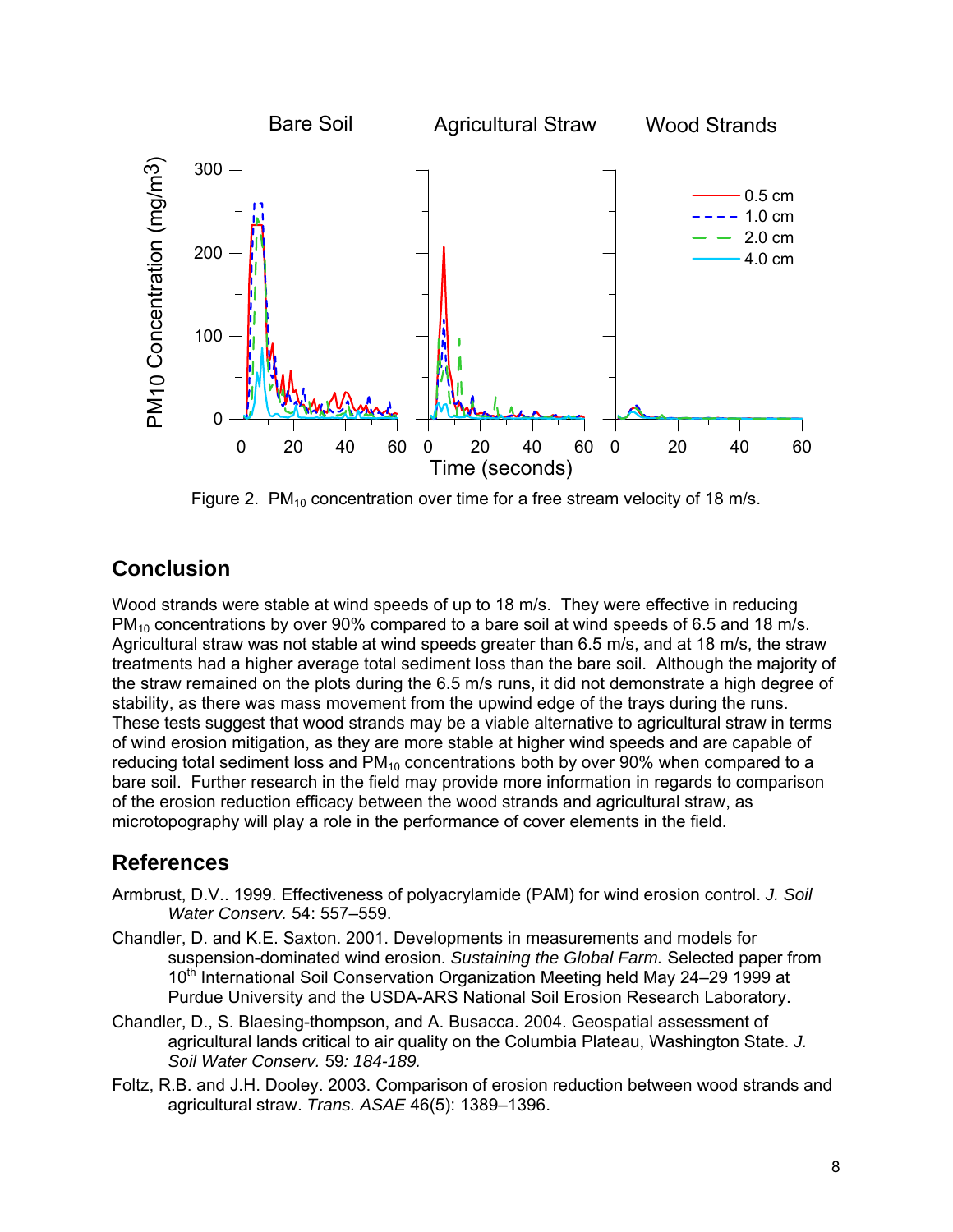Figure 2. $PM_{10}$ concentration over time for a free stream velocity of 18 m/s.

## Conclusion

Wood strands were stable at wind speeds of up to 18 m/s. They were effective in reducing $PM_{10}$ concentrations by over 90% compared to a bare soil at wind speeds of 6.5 and 18 m/s. Agricultural straw was not stable at wind speeds greater than 6.5 m/s, and at 18 m/s, the straw treatments had a higher average total sediment loss than the bare soil. Although the majority of the straw remained on the plots during the 6.5 m/s runs, it did not demonstrate a high degree of stability, as there was mass movement from the upwind edge of the trays during the runs. These tests suggest that wood strands may be a viable alternative to agricultural straw in terms of wind erosion mitigation, as they are more stable at higher wind speeds and are capable of reducing total sediment loss and $PM_{10}$ concentrations both by over 90% when compared to a bare soil. Further research in the field may provide more information in regards to comparison of the erosion reduction efficacy between the wood strands and agricultural straw, as microtopography will play a role in the performance of cover elements in the field.

## References

Armbrust, D.V.. 1999. Effectiveness of polyacrylamide (PAM) for wind erosion control. *J. Soil Water Conserv.* 54: 557–559.

Chandler, D. and K.E. Saxton. 2001. Developments in measurements and models for suspension-dominated wind erosion. *Sustaining the Global Farm.* Selected paper from 10th International Soil Conservation Organization Meeting held May 24–29 1999 at Purdue University and the USDA-ARS National Soil Erosion Research Laboratory.

Chandler, D., S. Blaesing-thompson, and A. Busacca. 2004. Geospatial assessment of agricultural lands critical to air quality on the Columbia Plateau, Washington State. *J. Soil Water Conserv.* 59*: 184-189.*

Foltz, R.B. and J.H. Dooley. 2003. Comparison of erosion reduction between wood strands and agricultural straw. *Trans. ASAE* 46(5): 1389–1396.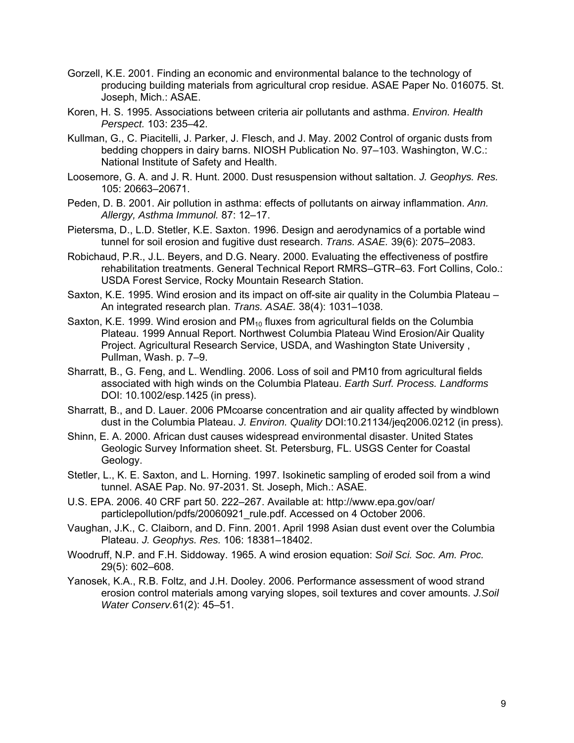Gorzell, K.E. 2001. Finding an economic and environmental balance to the technology of producing building materials from agricultural crop residue. ASAE Paper No. 016075. St. Joseph, Mich.: ASAE.

Koren, H. S. 1995. Associations between criteria air pollutants and asthma. *Environ. Health Perspect.* 103: 235–42.

Kullman, G., C. Piacitelli, J. Parker, J. Flesch, and J. May. 2002 Control of organic dusts from bedding choppers in dairy barns. NIOSH Publication No. 97–103. Washington, W.C.: National Institute of Safety and Health.

Loosemore, G. A. and J. R. Hunt. 2000. Dust resuspension without saltation. *J. Geophys. Res.* 105: 20663–20671.

Peden, D. B. 2001. Air pollution in asthma: effects of pollutants on airway inflammation. *Ann. Allergy, Asthma Immunol.* 87: 12–17.

Pietersma, D., L.D. Stetler, K.E. Saxton. 1996. Design and aerodynamics of a portable wind tunnel for soil erosion and fugitive dust research. *Trans. ASAE.* 39(6): 2075–2083.

Robichaud, P.R., J.L. Beyers, and D.G. Neary. 2000. Evaluating the effectiveness of postfire rehabilitation treatments. General Technical Report RMRS–GTR–63. Fort Collins, Colo.: USDA Forest Service, Rocky Mountain Research Station.

Saxton, K.E. 1995. Wind erosion and its impact on off-site air quality in the Columbia Plateau – An integrated research plan. *Trans. ASAE.* 38(4): 1031–1038.

Saxton, K.E. 1999. Wind erosion and $PM_{10}$ fluxes from agricultural fields on the Columbia Plateau. 1999 Annual Report. Northwest Columbia Plateau Wind Erosion/Air Quality Project. Agricultural Research Service, USDA, and Washington State University , Pullman, Wash. p. 7–9.

Sharratt, B., G. Feng, and L. Wendling. 2006. Loss of soil and PM10 from agricultural fields associated with high winds on the Columbia Plateau. *Earth Surf. Process. Landforms* DOI: 10.1002/esp.1425 (in press).

Sharratt, B., and D. Lauer. 2006 PMcoarse concentration and air quality affected by windblown dust in the Columbia Plateau. *J. Environ. Quality* DOI:10.21134/jeq2006.0212 (in press).

Shinn, E. A. 2000. African dust causes widespread environmental disaster. United States Geologic Survey Information sheet. St. Petersburg, FL. USGS Center for Coastal Geology.

Stetler, L., K. E. Saxton, and L. Horning. 1997. Isokinetic sampling of eroded soil from a wind tunnel. ASAE Pap. No. 97-2031. St. Joseph, Mich.: ASAE.

U.S. EPA. 2006. 40 CRF part 50. 222–267. Available at: http://www.epa.gov/oar/particlepollution/pdfs/20060921_rule.pdf. Accessed on 4 October 2006.

Vaughan, J.K., C. Claiborn, and D. Finn. 2001. April 1998 Asian dust event over the Columbia Plateau. *J. Geophys. Res.* 106: 18381–18402.

Woodruff, N.P. and F.H. Siddoway. 1965. A wind erosion equation: *Soil Sci. Soc. Am. Proc.* 29(5): 602–608.

Yanosek, K.A., R.B. Foltz, and J.H. Dooley. 2006. Performance assessment of wood strand erosion control materials among varying slopes, soil textures and cover amounts. *J.Soil Water Conserv.*61(2): 45–51.